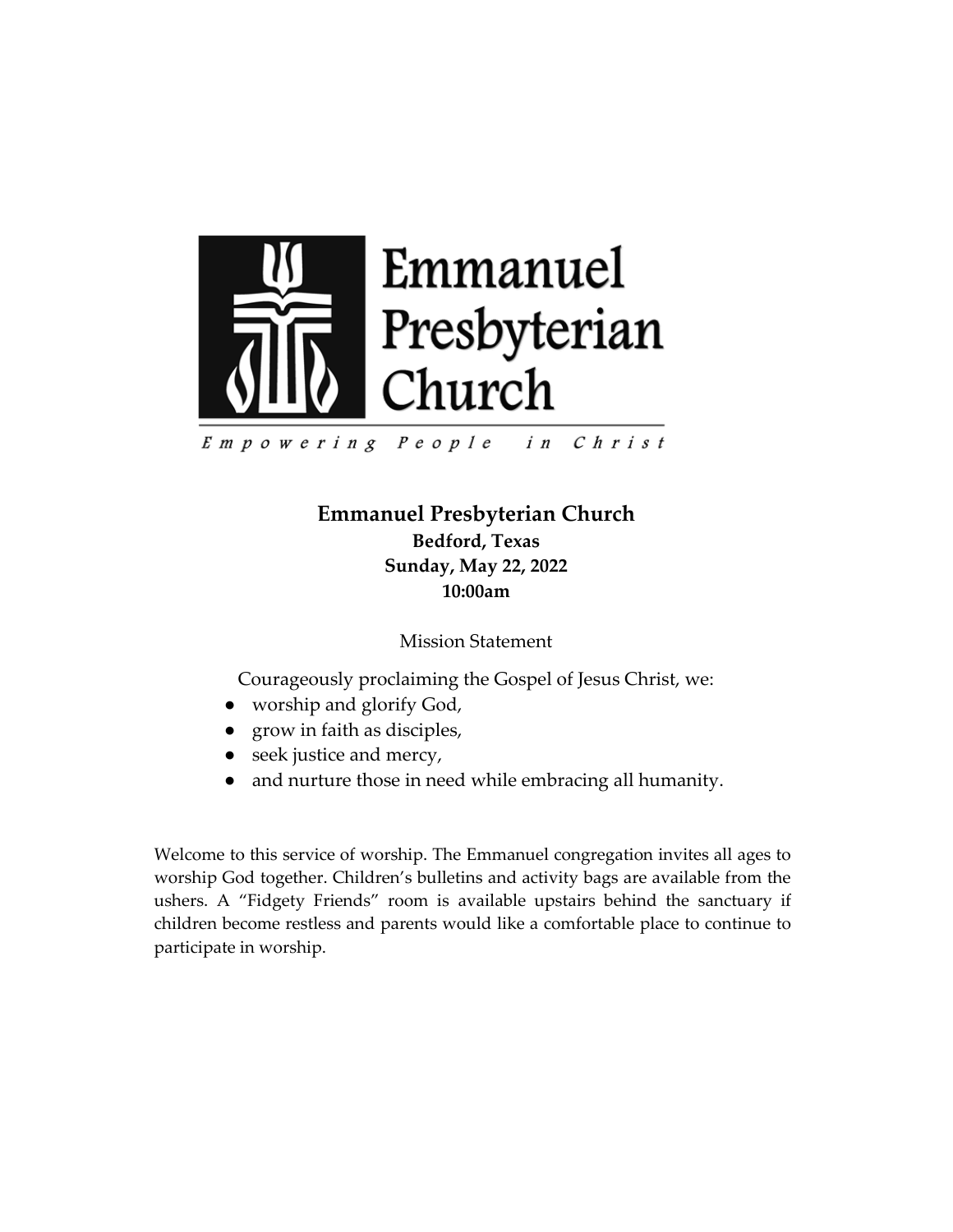Emmanuel Presbyterian Church

*Empowering People in Christ*

# Emmanuel Presbyterian Church

**Bedford, Texas**

**Sunday, May 22, 2022**

**10:00am**

Mission Statement

Courageously proclaiming the Gospel of Jesus Christ, we:

- worship and glorify God,
- grow in faith as disciples,
- seek justice and mercy,
- and nurture those in need while embracing all humanity.

Welcome to this service of worship. The Emmanuel congregation invites all ages to worship God together. Children's bulletins and activity bags are available from the ushers. A "Fidgety Friends" room is available upstairs behind the sanctuary if children become restless and parents would like a comfortable place to continue to participate in worship.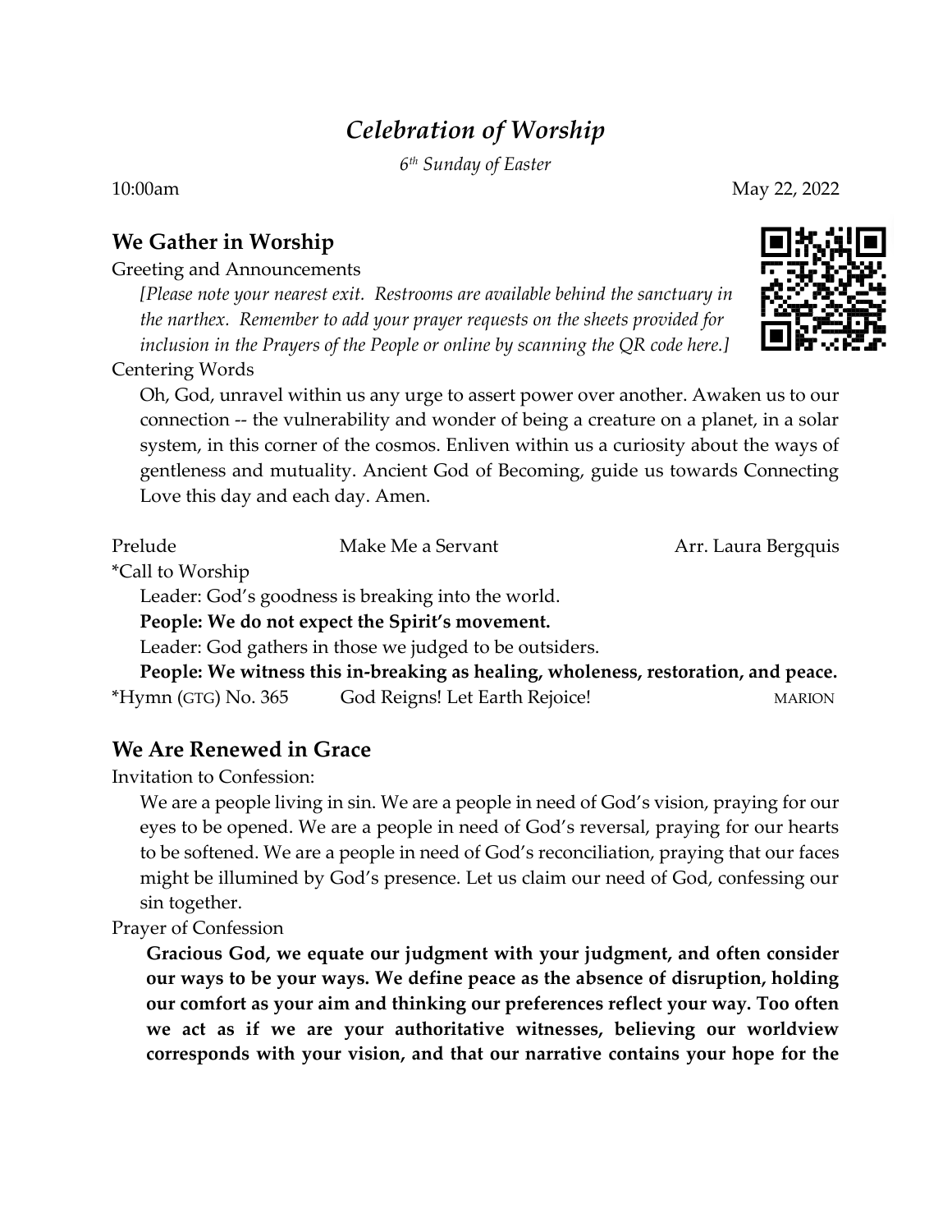# *Celebration of Worship*

*6th Sunday of Easter*

10:00am May 22, 2022

## We Gather in Worship

Greeting and Announcements

*[Please note your nearest exit. Restrooms are available behind the sanctuary in the narthex. Remember to add your prayer requests on the sheets provided for inclusion in the Prayers of the People or online by scanning the QR code here.]*

Centering Words

Oh, God, unravel within us any urge to assert power over another. Awaken us to our connection -- the vulnerability and wonder of being a creature on a planet, in a solar system, in this corner of the cosmos. Enliven within us a curiosity about the ways of gentleness and mutuality. Ancient God of Becoming, guide us towards Connecting Love this day and each day. Amen.

Prelude — Make Me a Servant — Arr. Laura Bergquis

*Call to Worship

Leader: God's goodness is breaking into the world.

**People: We do not expect the Spirit's movement.**

Leader: God gathers in those we judged to be outsiders.

**People: We witness this in-breaking as healing, wholeness, restoration, and peace.**

*Hymn (GTG) No. 365 — God Reigns! Let Earth Rejoice! — MARION

## We Are Renewed in Grace

Invitation to Confession:

We are a people living in sin. We are a people in need of God's vision, praying for our eyes to be opened. We are a people in need of God's reversal, praying for our hearts to be softened. We are a people in need of God's reconciliation, praying that our faces might be illumined by God's presence. Let us claim our need of God, confessing our sin together.

Prayer of Confession

**Gracious God, we equate our judgment with your judgment, and often consider our ways to be your ways. We define peace as the absence of disruption, holding our comfort as your aim and thinking our preferences reflect your way. Too often we act as if we are your authoritative witnesses, believing our worldview corresponds with your vision, and that our narrative contains your hope for the**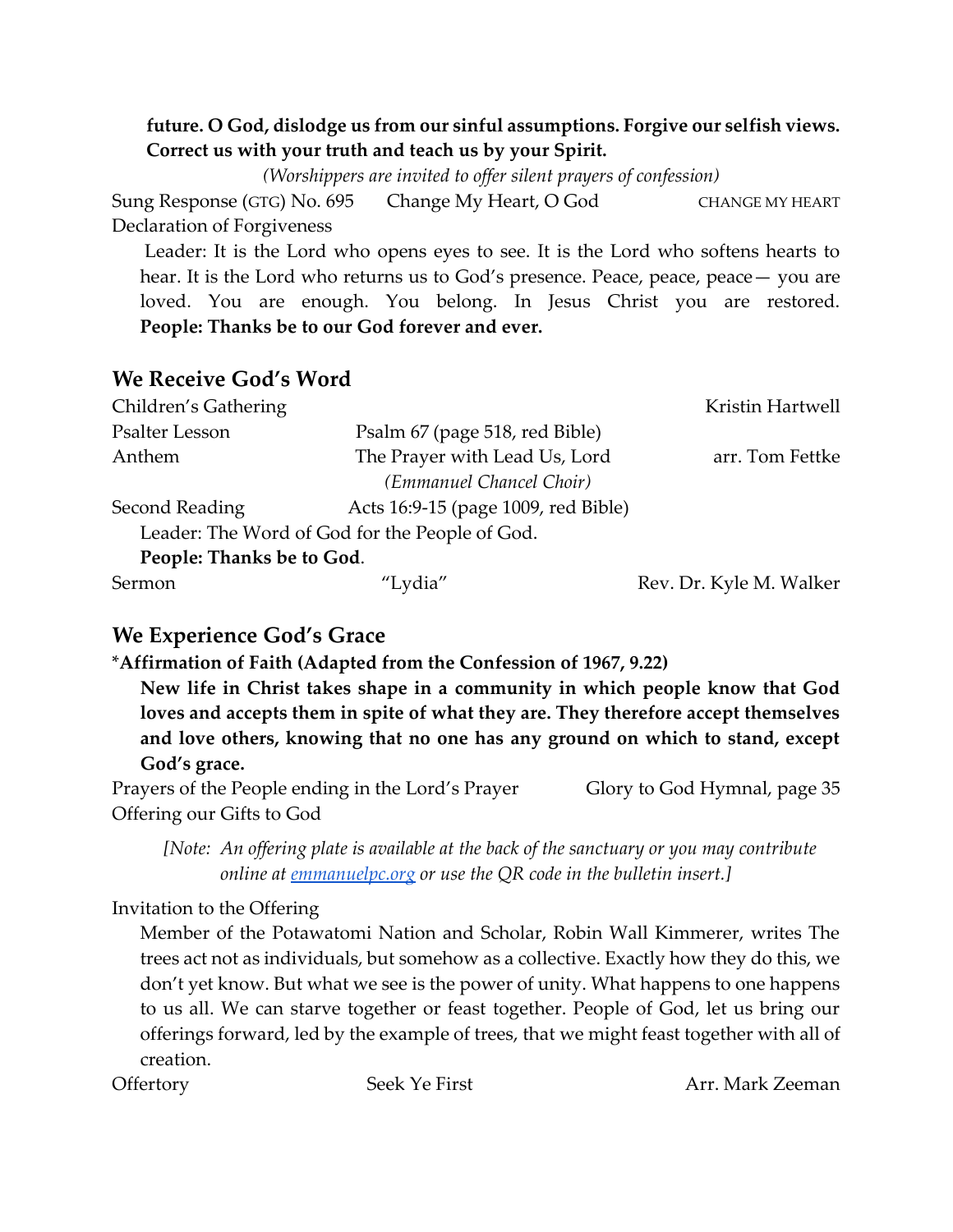**future. O God, dislodge us from our sinful assumptions. Forgive our selfish views. Correct us with your truth and teach us by your Spirit.**

*(Worshippers are invited to offer silent prayers of confession)*

Sung Response (GTG) No. 695 Change My Heart, O God CHANGE MY HEART

Declaration of Forgiveness

Leader: It is the Lord who opens eyes to see. It is the Lord who softens hearts to hear. It is the Lord who returns us to God's presence. Peace, peace, peace— you are loved. You are enough. You belong. In Jesus Christ you are restored.
**People: Thanks be to our God forever and ever.**

## We Receive God's Word

Children's Gathering Kristin Hartwell

Psalter Lesson Psalm 67 (page 518, red Bible)

Anthem The Prayer with Lead Us, Lord arr. Tom Fettke
*(Emmanuel Chancel Choir)*

Second Reading Acts 16:9-15 (page 1009, red Bible)

Leader: The Word of God for the People of God.
**People: Thanks be to God**.

Sermon "Lydia" Rev. Dr. Kyle M. Walker

## We Experience God's Grace

***Affirmation of Faith (Adapted from the Confession of 1967, 9.22)**

**New life in Christ takes shape in a community in which people know that God loves and accepts them in spite of what they are. They therefore accept themselves and love others, knowing that no one has any ground on which to stand, except God's grace.**

Prayers of the People ending in the Lord's Prayer Glory to God Hymnal, page 35

Offering our Gifts to God

*[Note: An offering plate is available at the back of the sanctuary or you may contribute online at emmanuelpc.org or use the QR code in the bulletin insert.]*

Invitation to the Offering

Member of the Potawatomi Nation and Scholar, Robin Wall Kimmerer, writes The trees act not as individuals, but somehow as a collective. Exactly how they do this, we don't yet know. But what we see is the power of unity. What happens to one happens to us all. We can starve together or feast together. People of God, let us bring our offerings forward, led by the example of trees, that we might feast together with all of creation.

Offertory Seek Ye First Arr. Mark Zeeman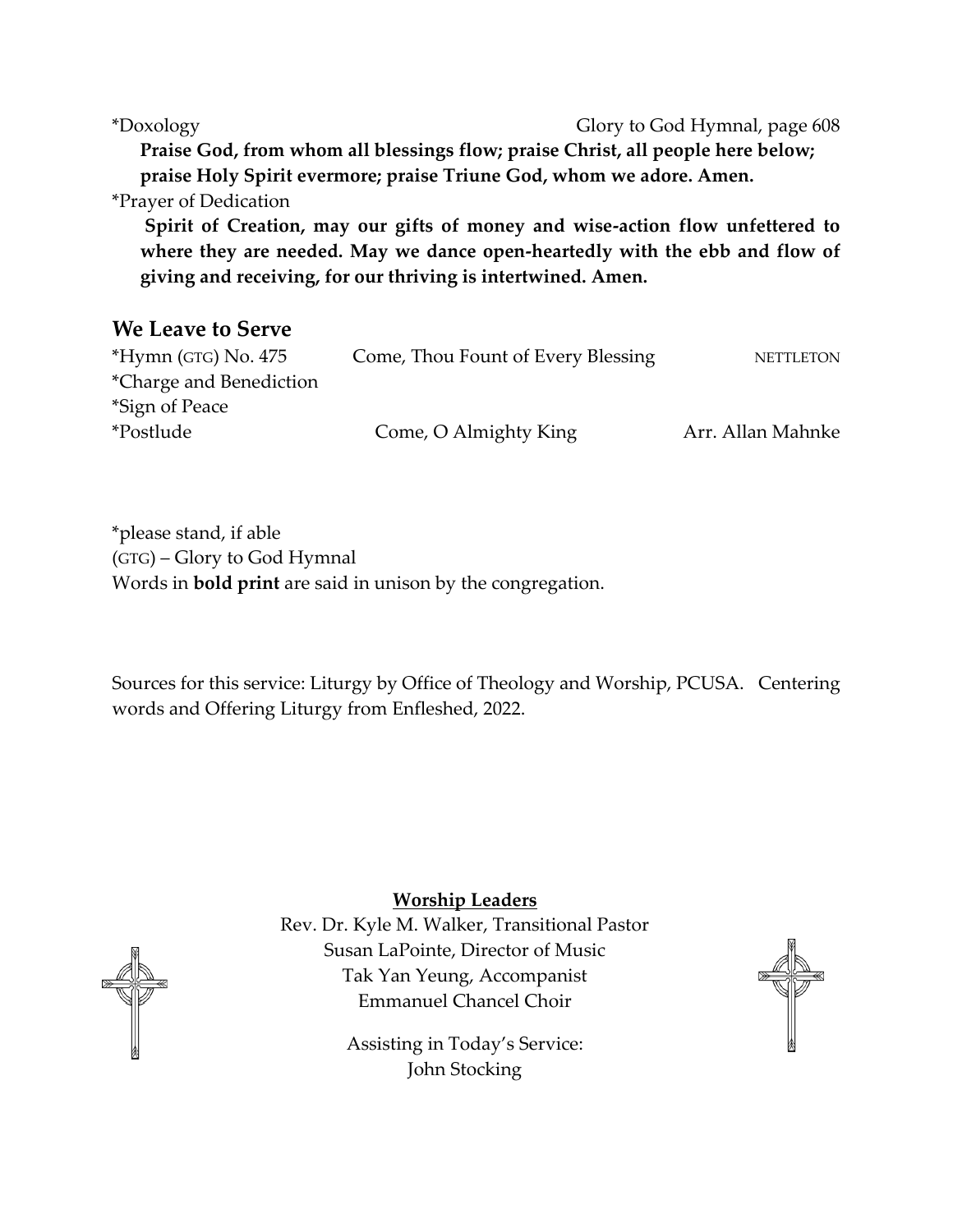*Doxology Glory to God Hymnal, page 608

**Praise God, from whom all blessings flow; praise Christ, all people here below; praise Holy Spirit evermore; praise Triune God, whom we adore. Amen.**

*Prayer of Dedication

**Spirit of Creation, may our gifts of money and wise-action flow unfettered to where they are needed. May we dance open-heartedly with the ebb and flow of giving and receiving, for our thriving is intertwined. Amen.**

## We Leave to Serve

*Hymn (GTG) No. 475 Come, Thou Fount of Every Blessing NETTLETON

*Charge and Benediction

*Sign of Peace

*Postlude Come, O Almighty King Arr. Allan Mahnke

*please stand, if able

(GTG) – Glory to God Hymnal

Words in **bold print** are said in unison by the congregation.

Sources for this service: Liturgy by Office of Theology and Worship, PCUSA. Centering words and Offering Liturgy from Enfleshed, 2022.

**Worship Leaders**

Rev. Dr. Kyle M. Walker, Transitional Pastor

Susan LaPointe, Director of Music

Tak Yan Yeung, Accompanist

Emmanuel Chancel Choir

Assisting in Today's Service:

John Stocking